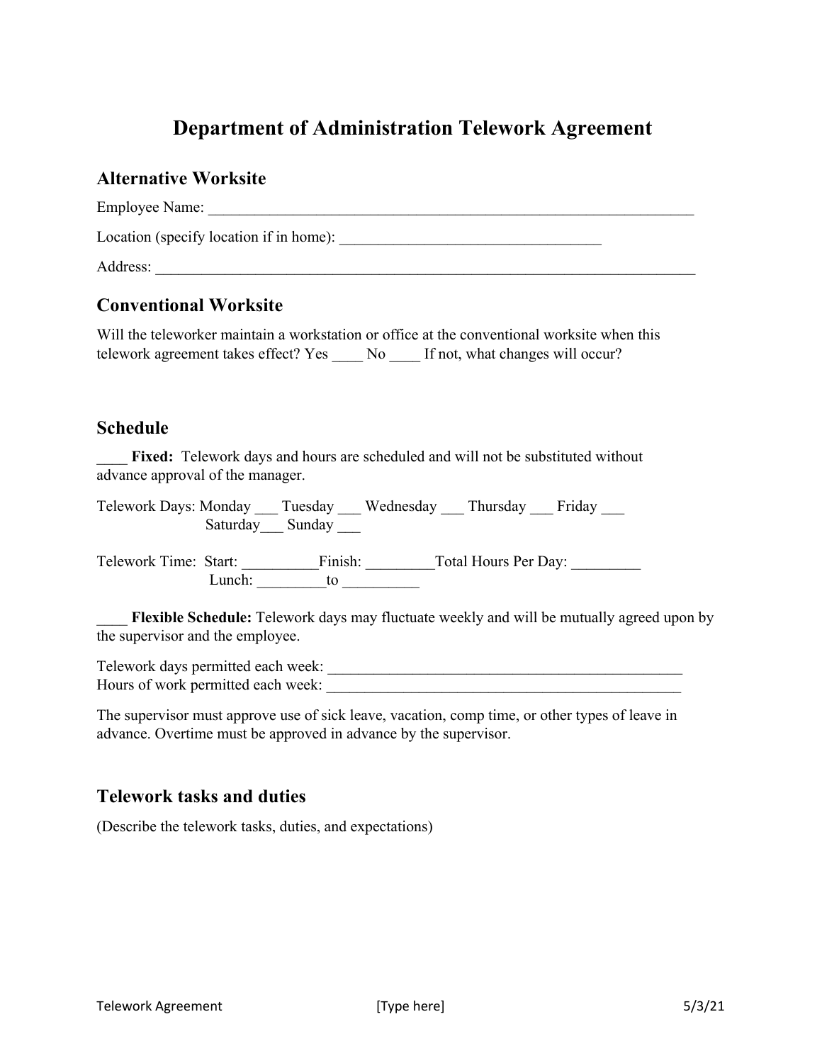# Department of Administration Telework Agreement

## Alternative Worksite

Employee Name: ___________________________________________________________________

Location (specify location if in home): __________________________________

Address: ___________________________________________________________________________

## Conventional Worksite

Will the teleworker maintain a workstation or office at the conventional worksite when this telework agreement takes effect? Yes ____ No ____ If not, what changes will occur?

## Schedule

____ **Fixed:** Telework days and hours are scheduled and will not be substituted without advance approval of the manager.

Telework Days: Monday ___ Tuesday ___ Wednesday ___ Thursday ___ Friday ___
Saturday___ Sunday ___

Telework Time: Start: __________Finish: _________Total Hours Per Day: _________
Lunch: _________to __________

____ **Flexible Schedule:** Telework days may fluctuate weekly and will be mutually agreed upon by the supervisor and the employee.

Telework days permitted each week: ________________________________________________
Hours of work permitted each week: ________________________________________________

The supervisor must approve use of sick leave, vacation, comp time, or other types of leave in advance. Overtime must be approved in advance by the supervisor.

## Telework tasks and duties

(Describe the telework tasks, duties, and expectations)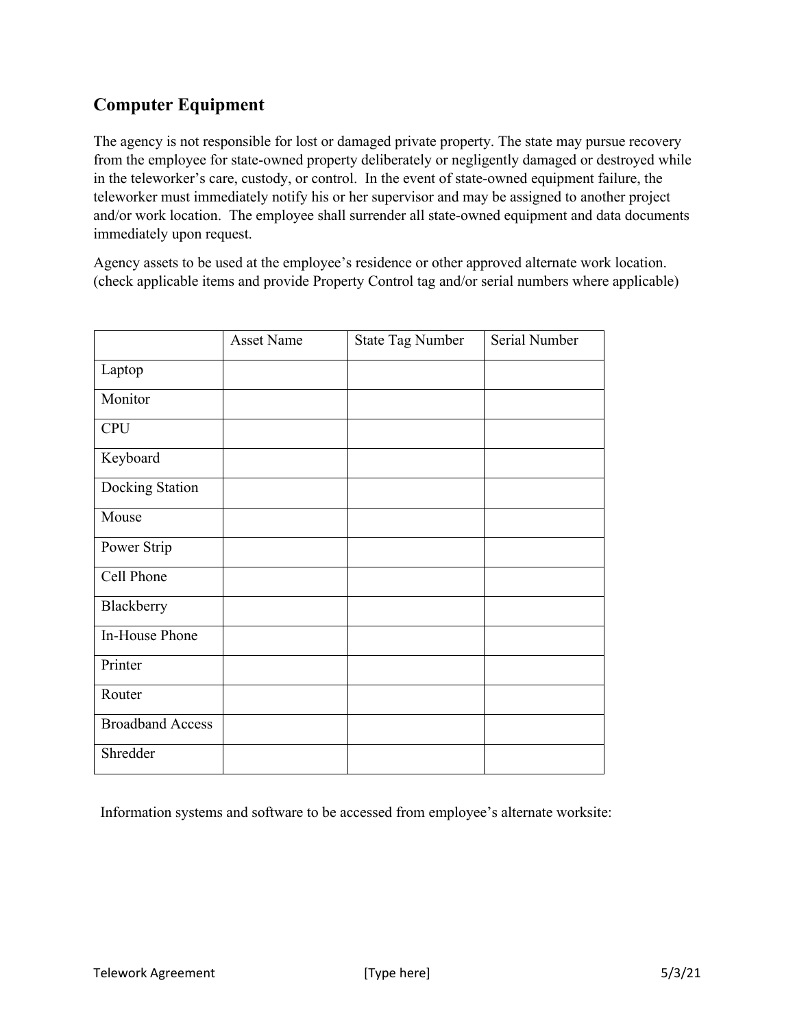## Computer Equipment

The agency is not responsible for lost or damaged private property. The state may pursue recovery from the employee for state-owned property deliberately or negligently damaged or destroyed while in the teleworker's care, custody, or control. In the event of state-owned equipment failure, the teleworker must immediately notify his or her supervisor and may be assigned to another project and/or work location. The employee shall surrender all state-owned equipment and data documents immediately upon request.

Agency assets to be used at the employee's residence or other approved alternate work location. (check applicable items and provide Property Control tag and/or serial numbers where applicable)

| | Asset Name | State Tag Number | Serial Number |
|---|---|---|---|
| Laptop | | | |
| Monitor | | | |
| CPU | | | |
| Keyboard | | | |
| Docking Station | | | |
| Mouse | | | |
| Power Strip | | | |
| Cell Phone | | | |
| Blackberry | | | |
| In-House Phone | | | |
| Printer | | | |
| Router | | | |
| Broadband Access | | | |
| Shredder | | | |

Information systems and software to be accessed from employee's alternate worksite: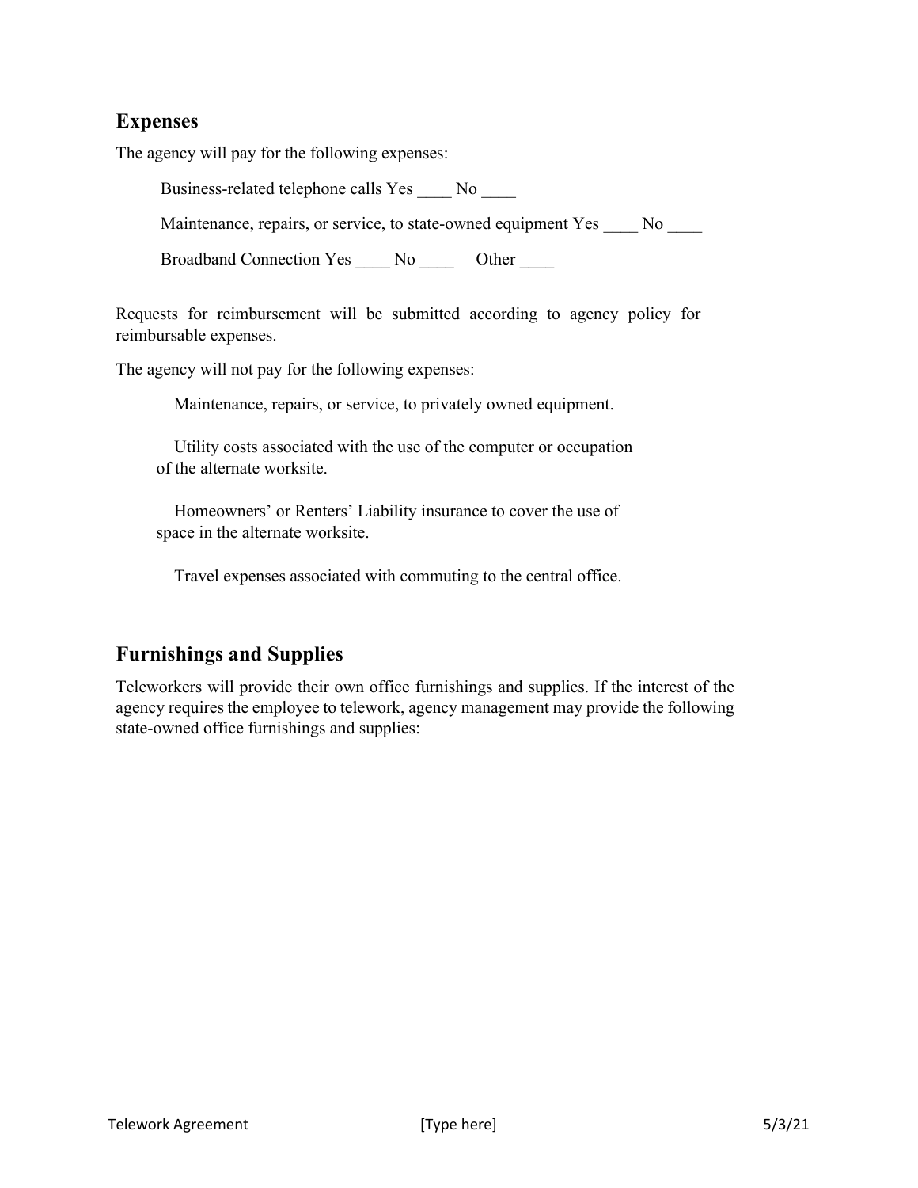## Expenses

The agency will pay for the following expenses:

Business-related telephone calls Yes ____ No ____

Maintenance, repairs, or service, to state-owned equipment Yes ____ No ____

Broadband Connection Yes ____ No ____ Other ____

Requests for reimbursement will be submitted according to agency policy for reimbursable expenses.

The agency will not pay for the following expenses:

Maintenance, repairs, or service, to privately owned equipment.

Utility costs associated with the use of the computer or occupation of the alternate worksite.

Homeowners' or Renters' Liability insurance to cover the use of space in the alternate worksite.

Travel expenses associated with commuting to the central office.

## Furnishings and Supplies

Teleworkers will provide their own office furnishings and supplies. If the interest of the agency requires the employee to telework, agency management may provide the following state-owned office furnishings and supplies: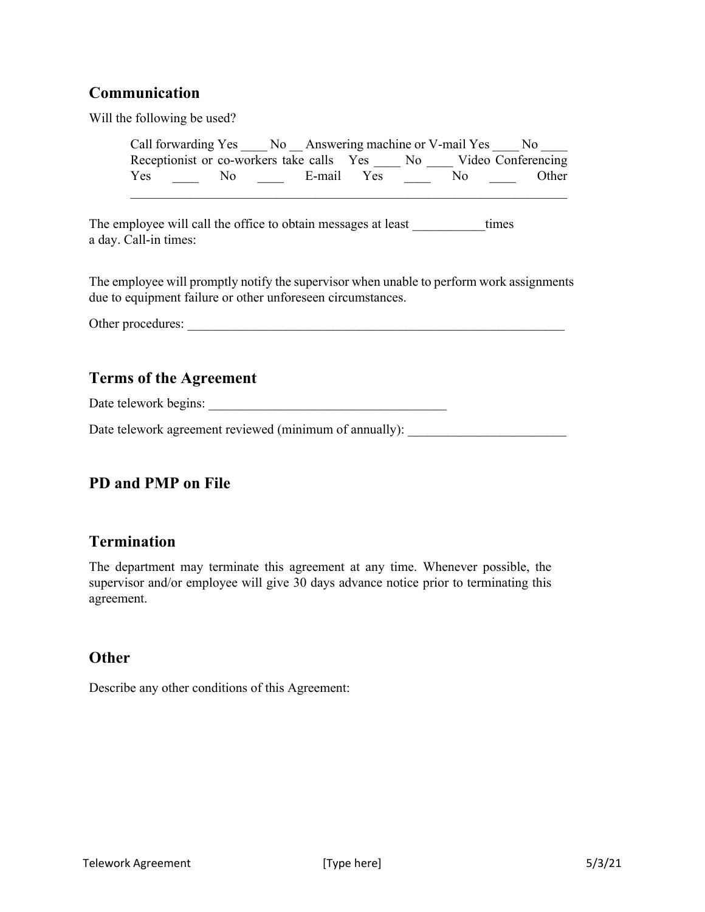## Communication

Will the following be used?

Call forwarding Yes ____ No __ Answering machine or V-mail Yes ____ No ____ Receptionist or co-workers take calls Yes ____ No ____ Video Conferencing Yes ____ No ____ E-mail Yes ____ No ____ Other ________________________________________________________________

The employee will call the office to obtain messages at least ___________times a day. Call-in times:

The employee will promptly notify the supervisor when unable to perform work assignments due to equipment failure or other unforeseen circumstances.

Other procedures: ____________________________________________________________

## Terms of the Agreement

Date telework begins: ____________________________________

Date telework agreement reviewed (minimum of annually): ________________________

## PD and PMP on File

## Termination

The department may terminate this agreement at any time. Whenever possible, the supervisor and/or employee will give 30 days advance notice prior to terminating this agreement.

## Other

Describe any other conditions of this Agreement: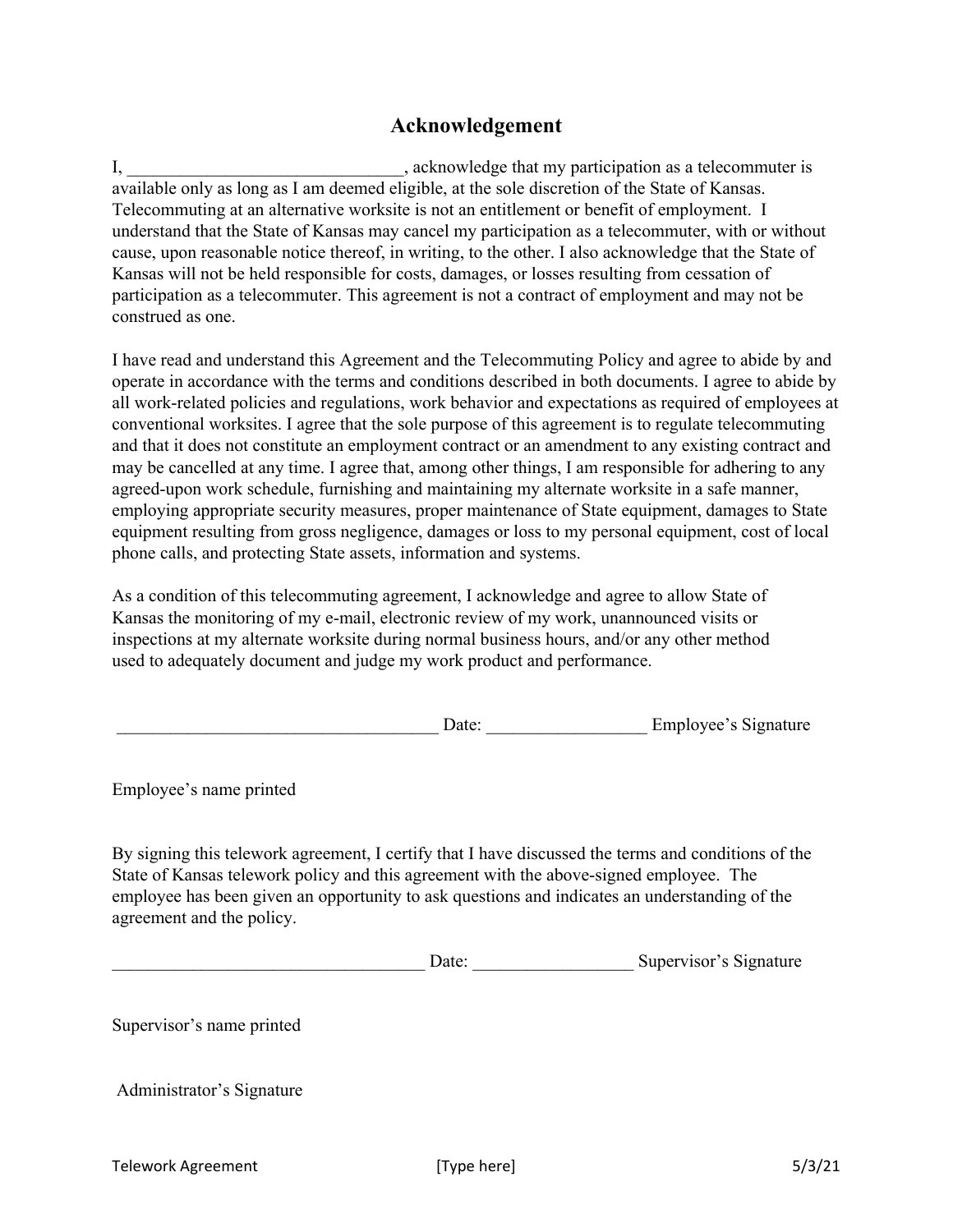# Acknowledgement

I, ______________________________, acknowledge that my participation as a telecommuter is available only as long as I am deemed eligible, at the sole discretion of the State of Kansas. Telecommuting at an alternative worksite is not an entitlement or benefit of employment. I understand that the State of Kansas may cancel my participation as a telecommuter, with or without cause, upon reasonable notice thereof, in writing, to the other. I also acknowledge that the State of Kansas will not be held responsible for costs, damages, or losses resulting from cessation of participation as a telecommuter. This agreement is not a contract of employment and may not be construed as one.

I have read and understand this Agreement and the Telecommuting Policy and agree to abide by and operate in accordance with the terms and conditions described in both documents. I agree to abide by all work-related policies and regulations, work behavior and expectations as required of employees at conventional worksites. I agree that the sole purpose of this agreement is to regulate telecommuting and that it does not constitute an employment contract or an amendment to any existing contract and may be cancelled at any time. I agree that, among other things, I am responsible for adhering to any agreed-upon work schedule, furnishing and maintaining my alternate worksite in a safe manner, employing appropriate security measures, proper maintenance of State equipment, damages to State equipment resulting from gross negligence, damages or loss to my personal equipment, cost of local phone calls, and protecting State assets, information and systems.

As a condition of this telecommuting agreement, I acknowledge and agree to allow State of Kansas the monitoring of my e-mail, electronic review of my work, unannounced visits or inspections at my alternate worksite during normal business hours, and/or any other method used to adequately document and judge my work product and performance.

____________________________________ Date: __________________ Employee's Signature

Employee's name printed

By signing this telework agreement, I certify that I have discussed the terms and conditions of the State of Kansas telework policy and this agreement with the above-signed employee. The employee has been given an opportunity to ask questions and indicates an understanding of the agreement and the policy.

____________________________________ Date: __________________ Supervisor's Signature

Supervisor's name printed

Administrator's Signature